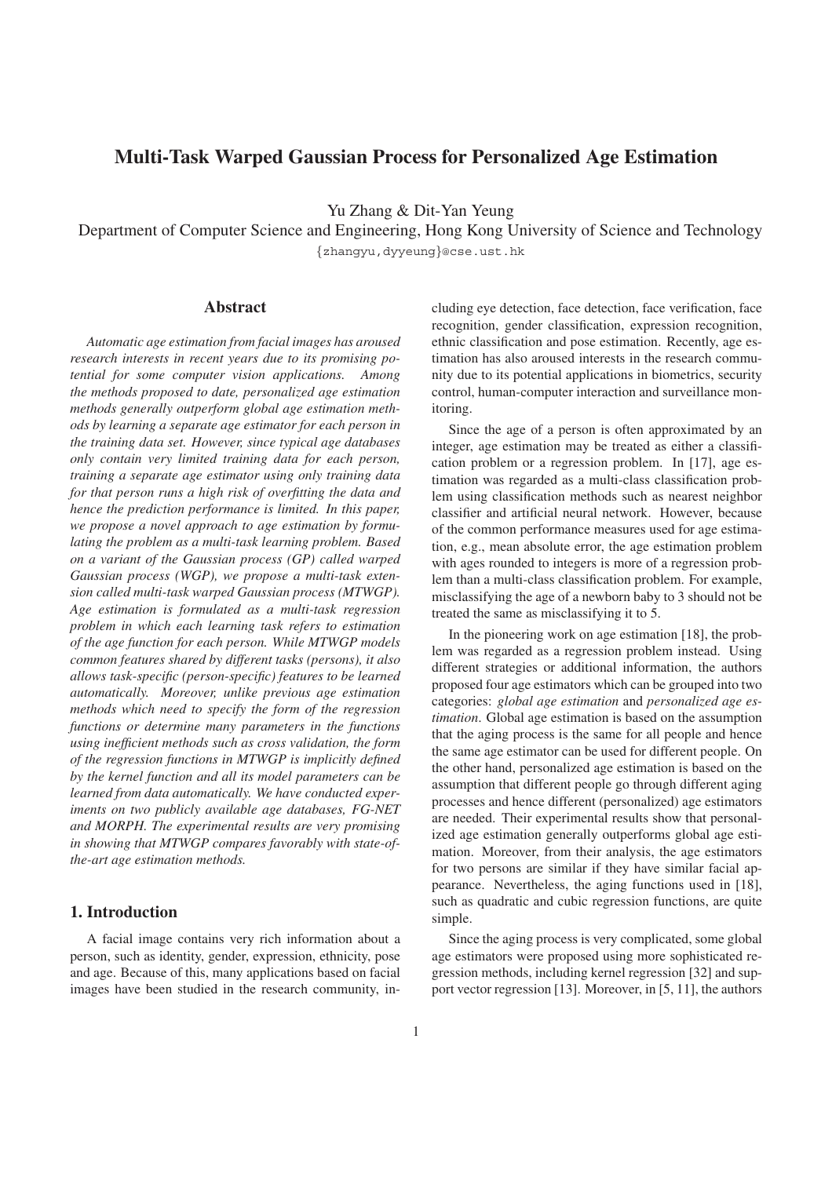# Multi-Task Warped Gaussian Process for Personalized Age Estimation

Yu Zhang & Dit-Yan Yeung

Department of Computer Science and Engineering, Hong Kong University of Science and Technology

{zhangyu,dyyeung}@cse.ust.hk

## Abstract

*Automatic age estimation from facial images has aroused research interests in recent years due to its promising potential for some computer vision applications. Among the methods proposed to date, personalized age estimation methods generally outperform global age estimation methods by learning a separate age estimator for each person in the training data set. However, since typical age databases only contain very limited training data for each person, training a separate age estimator using only training data for that person runs a high risk of overfitting the data and hence the prediction performance is limited. In this paper, we propose a novel approach to age estimation by formulating the problem as a multi-task learning problem. Based on a variant of the Gaussian process (GP) called warped Gaussian process (WGP), we propose a multi-task extension called multi-task warped Gaussian process (MTWGP). Age estimation is formulated as a multi-task regression problem in which each learning task refers to estimation of the age function for each person. While MTWGP models common features shared by different tasks (persons), it also allows task-specific (person-specific) features to be learned automatically. Moreover, unlike previous age estimation methods which need to specify the form of the regression functions or determine many parameters in the functions using inefficient methods such as cross validation, the form of the regression functions in MTWGP is implicitly defined by the kernel function and all its model parameters can be learned from data automatically. We have conducted experiments on two publicly available age databases, FG-NET and MORPH. The experimental results are very promising in showing that MTWGP compares favorably with state-of-the-art age estimation methods.*

## 1. Introduction

A facial image contains very rich information about a person, such as identity, gender, expression, ethnicity, pose and age. Because of this, many applications based on facial images have been studied in the research community, including eye detection, face detection, face verification, face recognition, gender classification, expression recognition, ethnic classification and pose estimation. Recently, age estimation has also aroused interests in the research community due to its potential applications in biometrics, security control, human-computer interaction and surveillance monitoring.

Since the age of a person is often approximated by an integer, age estimation may be treated as either a classification problem or a regression problem. In [17], age estimation was regarded as a multi-class classification problem using classification methods such as nearest neighbor classifier and artificial neural network. However, because of the common performance measures used for age estimation, e.g., mean absolute error, the age estimation problem with ages rounded to integers is more of a regression problem than a multi-class classification problem. For example, misclassifying the age of a newborn baby to 3 should not be treated the same as misclassifying it to 5.

In the pioneering work on age estimation [18], the problem was regarded as a regression problem instead. Using different strategies or additional information, the authors proposed four age estimators which can be grouped into two categories: *global age estimation* and *personalized age estimation*. Global age estimation is based on the assumption that the aging process is the same for all people and hence the same age estimator can be used for different people. On the other hand, personalized age estimation is based on the assumption that different people go through different aging processes and hence different (personalized) age estimators are needed. Their experimental results show that personalized age estimation generally outperforms global age estimation. Moreover, from their analysis, the age estimators for two persons are similar if they have similar facial appearance. Nevertheless, the aging functions used in [18], such as quadratic and cubic regression functions, are quite simple.

Since the aging process is very complicated, some global age estimators were proposed using more sophisticated regression methods, including kernel regression [32] and support vector regression [13]. Moreover, in [5, 11], the authors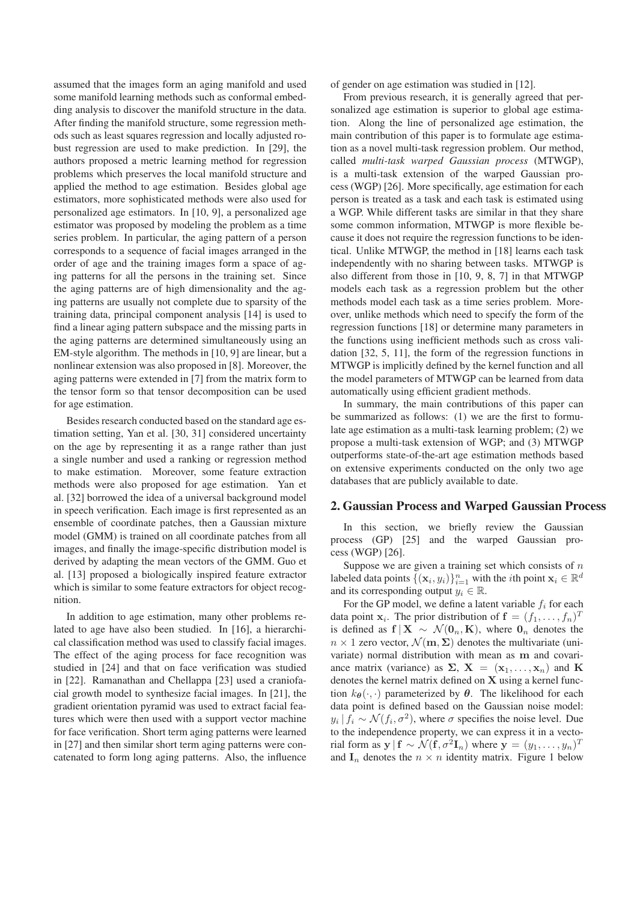assumed that the images form an aging manifold and used some manifold learning methods such as conformal embedding analysis to discover the manifold structure in the data. After finding the manifold structure, some regression methods such as least squares regression and locally adjusted robust regression are used to make prediction. In [29], the authors proposed a metric learning method for regression problems which preserves the local manifold structure and applied the method to age estimation. Besides global age estimators, more sophisticated methods were also used for personalized age estimators. In [10, 9], a personalized age estimator was proposed by modeling the problem as a time series problem. In particular, the aging pattern of a person corresponds to a sequence of facial images arranged in the order of age and the training images form a space of aging patterns for all the persons in the training set. Since the aging patterns are of high dimensionality and the aging patterns are usually not complete due to sparsity of the training data, principal component analysis [14] is used to find a linear aging pattern subspace and the missing parts in the aging patterns are determined simultaneously using an EM-style algorithm. The methods in [10, 9] are linear, but a nonlinear extension was also proposed in [8]. Moreover, the aging patterns were extended in [7] from the matrix form to the tensor form so that tensor decomposition can be used for age estimation.

Besides research conducted based on the standard age estimation setting, Yan et al. [30, 31] considered uncertainty on the age by representing it as a range rather than just a single number and used a ranking or regression method to make estimation. Moreover, some feature extraction methods were also proposed for age estimation. Yan et al. [32] borrowed the idea of a universal background model in speech verification. Each image is first represented as an ensemble of coordinate patches, then a Gaussian mixture model (GMM) is trained on all coordinate patches from all images, and finally the image-specific distribution model is derived by adapting the mean vectors of the GMM. Guo et al. [13] proposed a biologically inspired feature extractor which is similar to some feature extractors for object recognition.

In addition to age estimation, many other problems related to age have also been studied. In [16], a hierarchical classification method was used to classify facial images. The effect of the aging process for face recognition was studied in [24] and that on face verification was studied in [22]. Ramanathan and Chellappa [23] used a craniofacial growth model to synthesize facial images. In [21], the gradient orientation pyramid was used to extract facial features which were then used with a support vector machine for face verification. Short term aging patterns were learned in [27] and then similar short term aging patterns were concatenated to form long aging patterns. Also, the influence of gender on age estimation was studied in [12].

From previous research, it is generally agreed that personalized age estimation is superior to global age estimation. Along the line of personalized age estimation, the main contribution of this paper is to formulate age estimation as a novel multi-task regression problem. Our method, called *multi-task warped Gaussian process* (MTWGP), is a multi-task extension of the warped Gaussian process (WGP) [26]. More specifically, age estimation for each person is treated as a task and each task is estimated using a WGP. While different tasks are similar in that they share some common information, MTWGP is more flexible because it does not require the regression functions to be identical. Unlike MTWGP, the method in [18] learns each task independently with no sharing between tasks. MTWGP is also different from those in [10, 9, 8, 7] in that MTWGP models each task as a regression problem but the other methods model each task as a time series problem. Moreover, unlike methods which need to specify the form of the regression functions [18] or determine many parameters in the functions using inefficient methods such as cross validation [32, 5, 11], the form of the regression functions in MTWGP is implicitly defined by the kernel function and all the model parameters of MTWGP can be learned from data automatically using efficient gradient methods.

In summary, the main contributions of this paper can be summarized as follows: (1) we are the first to formulate age estimation as a multi-task learning problem; (2) we propose a multi-task extension of WGP; and (3) MTWGP outperforms state-of-the-art age estimation methods based on extensive experiments conducted on the only two age databases that are publicly available to date.

## 2. Gaussian Process and Warped Gaussian Process

In this section, we briefly review the Gaussian process (GP) [25] and the warped Gaussian process (WGP) [26].

Suppose we are given a training set which consists of $n$ labeled data points $\{(\mathbf{x}_i, y_i)\}_{i=1}^n$ with the $i$th point $\mathbf{x}_i \in \mathbb{R}^d$ and its corresponding output $y_i \in \mathbb{R}$.

For the GP model, we define a latent variable $f_i$ for each data point $\mathbf{x}_i$. The prior distribution of $\mathbf{f} = (f_1, \ldots, f_n)^T$ is defined as $\mathbf{f} \,|\, \mathbf{X} \sim \mathcal{N}(\mathbf{0}_n, \mathbf{K})$, where $\mathbf{0}_n$ denotes the $n \times 1$ zero vector, $\mathcal{N}(\mathbf{m}, \mathbf{\Sigma})$ denotes the multivariate (univariate) normal distribution with mean as $\mathbf{m}$ and covariance matrix (variance) as $\mathbf{\Sigma}$, $\mathbf{X} = (\mathbf{x}_1, \ldots, \mathbf{x}_n)$ and $\mathbf{K}$ denotes the kernel matrix defined on $\mathbf{X}$ using a kernel function $k_{\boldsymbol{\theta}}(\cdot, \cdot)$ parameterized by $\boldsymbol{\theta}$. The likelihood for each data point is defined based on the Gaussian noise model: $y_i \,|\, f_i \sim \mathcal{N}(f_i, \sigma^2)$, where $\sigma$ specifies the noise level. Due to the independence property, we can express it in a vectorial form as $\mathbf{y} \,|\, \mathbf{f} \sim \mathcal{N}(\mathbf{f}, \sigma^2 \mathbf{I}_n)$ where $\mathbf{y} = (y_1, \ldots, y_n)^T$ and $\mathbf{I}_n$ denotes the $n \times n$ identity matrix. Figure 1 below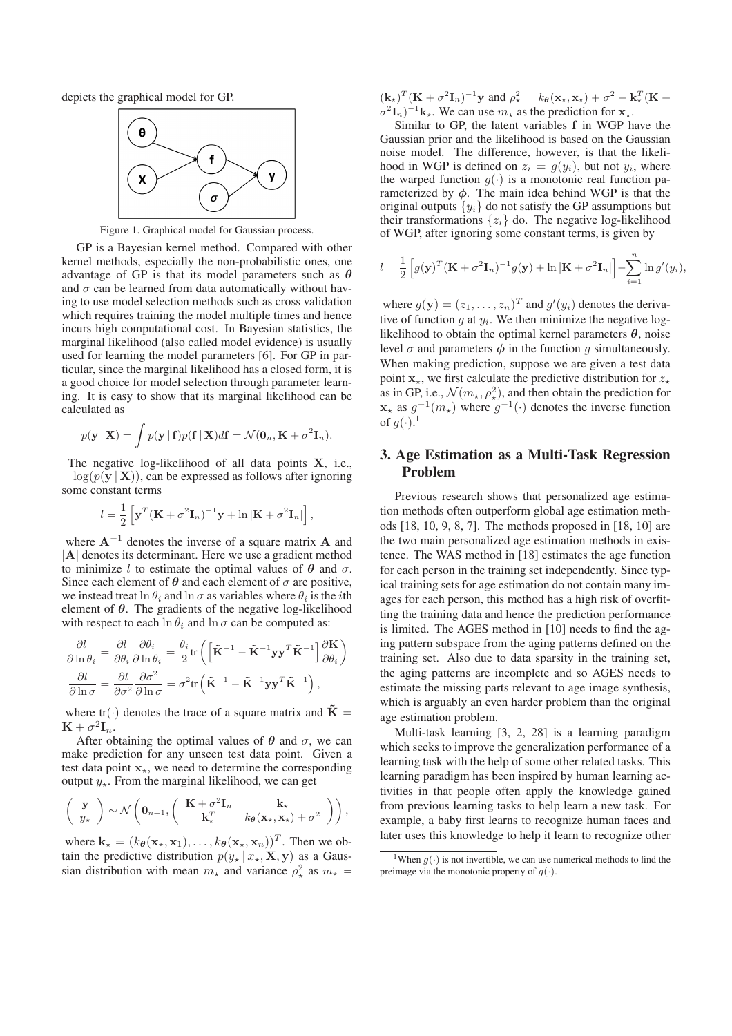depicts the graphical model for GP.

Figure 1. Graphical model for Gaussian process.

GP is a Bayesian kernel method. Compared with other kernel methods, especially the non-probabilistic ones, one advantage of GP is that its model parameters such as $\boldsymbol{\theta}$ and $\sigma$ can be learned from data automatically without having to use model selection methods such as cross validation which requires training the model multiple times and hence incurs high computational cost. In Bayesian statistics, the marginal likelihood (also called model evidence) is usually used for learning the model parameters [6]. For GP in particular, since the marginal likelihood has a closed form, it is a good choice for model selection through parameter learning. It is easy to show that its marginal likelihood can be calculated as

$$p(\mathbf{y}\,|\,\mathbf{X}) = \int p(\mathbf{y}\,|\,\mathbf{f})p(\mathbf{f}\,|\,\mathbf{X})d\mathbf{f} = \mathcal{N}(\mathbf{0}_n, \mathbf{K}+\sigma^2\mathbf{I}_n).$$

The negative log-likelihood of all data points $\mathbf{X}$, i.e., $-\log(p(\mathbf{y}\,|\,\mathbf{X}))$, can be expressed as follows after ignoring some constant terms

$$l = \frac{1}{2}\left[\mathbf{y}^T(\mathbf{K}+\sigma^2\mathbf{I}_n)^{-1}\mathbf{y} + \ln|\mathbf{K}+\sigma^2\mathbf{I}_n|\right],$$

where $\mathbf{A}^{-1}$ denotes the inverse of a square matrix $\mathbf{A}$ and $|\mathbf{A}|$ denotes its determinant. Here we use a gradient method to minimize $l$ to estimate the optimal values of $\boldsymbol{\theta}$ and $\sigma$. Since each element of $\boldsymbol{\theta}$ and each element of $\sigma$ are positive, we instead treat $\ln\theta_i$ and $\ln\sigma$ as variables where $\theta_i$ is the $i$th element of $\boldsymbol{\theta}$. The gradients of the negative log-likelihood with respect to each $\ln\theta_i$ and $\ln\sigma$ can be computed as:

$$\frac{\partial l}{\partial \ln\theta_i} = \frac{\partial l}{\partial \theta_i}\frac{\partial \theta_i}{\partial \ln\theta_i} = \frac{\theta_i}{2}\mathrm{tr}\left(\left[\tilde{\mathbf{K}}^{-1} - \tilde{\mathbf{K}}^{-1}\mathbf{y}\mathbf{y}^T\tilde{\mathbf{K}}^{-1}\right]\frac{\partial \mathbf{K}}{\partial \theta_i}\right)$$

$$\frac{\partial l}{\partial \ln\sigma} = \frac{\partial l}{\partial \sigma^2}\frac{\partial \sigma^2}{\partial \ln\sigma} = \sigma^2\mathrm{tr}\left(\tilde{\mathbf{K}}^{-1} - \tilde{\mathbf{K}}^{-1}\mathbf{y}\mathbf{y}^T\tilde{\mathbf{K}}^{-1}\right),$$

where $\mathrm{tr}(\cdot)$ denotes the trace of a square matrix and $\tilde{\mathbf{K}} = \mathbf{K}+\sigma^2\mathbf{I}_n$.

After obtaining the optimal values of $\boldsymbol{\theta}$ and $\sigma$, we can make prediction for any unseen test data point. Given a test data point $\mathbf{x}_\star$, we need to determine the corresponding output $y_\star$. From the marginal likelihood, we can get

$$\begin{pmatrix} \mathbf{y} \\ y_\star \end{pmatrix} \sim \mathcal{N}\left(\mathbf{0}_{n+1}, \begin{pmatrix} \mathbf{K}+\sigma^2\mathbf{I}_n & \mathbf{k}_\star \\ \mathbf{k}_\star^T & k_{\boldsymbol{\theta}}(\mathbf{x}_\star,\mathbf{x}_\star)+\sigma^2 \end{pmatrix}\right),$$

where $\mathbf{k}_\star = (k_{\boldsymbol{\theta}}(\mathbf{x}_\star,\mathbf{x}_1),\ldots,k_{\boldsymbol{\theta}}(\mathbf{x}_\star,\mathbf{x}_n))^T$. Then we obtain the predictive distribution $p(y_\star\,|\,x_\star,\mathbf{X},\mathbf{y})$ as a Gaussian distribution with mean $m_\star$ and variance $\rho_\star^2$ as $m_\star = (\mathbf{k}_\star)^T(\mathbf{K}+\sigma^2\mathbf{I}_n)^{-1}\mathbf{y}$ and $\rho_\star^2 = k_{\boldsymbol{\theta}}(\mathbf{x}_\star,\mathbf{x}_\star)+\sigma^2 - \mathbf{k}_\star^T(\mathbf{K}+\sigma^2\mathbf{I}_n)^{-1}\mathbf{k}_\star$. We can use $m_\star$ as the prediction for $\mathbf{x}_\star$.

Similar to GP, the latent variables $\mathbf{f}$ in WGP have the Gaussian prior and the likelihood is based on the Gaussian noise model. The difference, however, is that the likelihood in WGP is defined on $z_i = g(y_i)$, but not $y_i$, where the warped function $g(\cdot)$ is a monotonic real function parameterized by $\boldsymbol{\phi}$. The main idea behind WGP is that the original outputs $\{y_i\}$ do not satisfy the GP assumptions but their transformations $\{z_i\}$ do. The negative log-likelihood of WGP, after ignoring some constant terms, is given by

$$l = \frac{1}{2}\left[g(\mathbf{y})^T(\mathbf{K}+\sigma^2\mathbf{I}_n)^{-1}g(\mathbf{y}) + \ln|\mathbf{K}+\sigma^2\mathbf{I}_n|\right] - \sum_{i=1}^{n}\ln g'(y_i),$$

where $g(\mathbf{y}) = (z_1,\ldots,z_n)^T$ and $g'(y_i)$ denotes the derivative of function $g$ at $y_i$. We then minimize the negative log-likelihood to obtain the optimal kernel parameters $\boldsymbol{\theta}$, noise level $\sigma$ and parameters $\boldsymbol{\phi}$ in the function $g$ simultaneously. When making prediction, suppose we are given a test data point $\mathbf{x}_\star$, we first calculate the predictive distribution for $z_\star$ as in GP, i.e., $\mathcal{N}(m_\star,\rho_\star^2)$, and then obtain the prediction for $\mathbf{x}_\star$ as $g^{-1}(m_\star)$ where $g^{-1}(\cdot)$ denotes the inverse function of $g(\cdot)$.[1]

## 3. Age Estimation as a Multi-Task Regression Problem

Previous research shows that personalized age estimation methods often outperform global age estimation methods [18, 10, 9, 8, 7]. The methods proposed in [18, 10] are the two main personalized age estimation methods in existence. The WAS method in [18] estimates the age function for each person in the training set independently. Since typical training sets for age estimation do not contain many images for each person, this method has a high risk of overfitting the training data and hence the prediction performance is limited. The AGES method in [10] needs to find the aging pattern subspace from the aging patterns defined on the training set. Also due to data sparsity in the training set, the aging patterns are incomplete and so AGES needs to estimate the missing parts relevant to age image synthesis, which is arguably an even harder problem than the original age estimation problem.

Multi-task learning [3, 2, 28] is a learning paradigm which seeks to improve the generalization performance of a learning task with the help of some other related tasks. This learning paradigm has been inspired by human learning activities in that people often apply the knowledge gained from previous learning tasks to help learn a new task. For example, a baby first learns to recognize human faces and later uses this knowledge to help it learn to recognize other

[1] When $g(\cdot)$ is not invertible, we can use numerical methods to find the preimage via the monotonic property of $g(\cdot)$.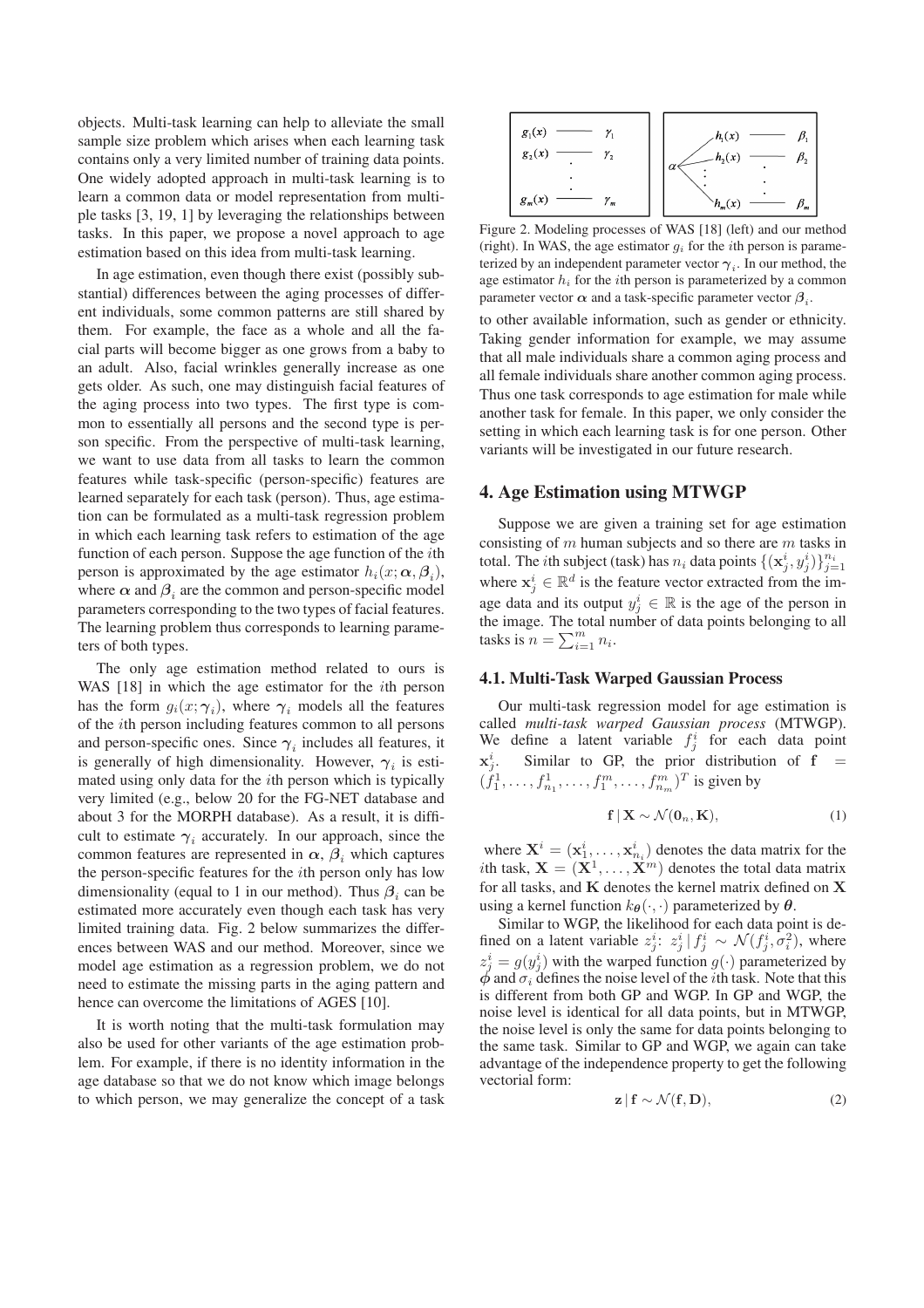objects. Multi-task learning can help to alleviate the small sample size problem which arises when each learning task contains only a very limited number of training data points. One widely adopted approach in multi-task learning is to learn a common data or model representation from multiple tasks [3, 19, 1] by leveraging the relationships between tasks. In this paper, we propose a novel approach to age estimation based on this idea from multi-task learning.

In age estimation, even though there exist (possibly substantial) differences between the aging processes of different individuals, some common patterns are still shared by them. For example, the face as a whole and all the facial parts will become bigger as one grows from a baby to an adult. Also, facial wrinkles generally increase as one gets older. As such, one may distinguish facial features of the aging process into two types. The first type is common to essentially all persons and the second type is person specific. From the perspective of multi-task learning, we want to use data from all tasks to learn the common features while task-specific (person-specific) features are learned separately for each task (person). Thus, age estimation can be formulated as a multi-task regression problem in which each learning task refers to estimation of the age function of each person. Suppose the age function of the $i$th person is approximated by the age estimator $h_i(x; \boldsymbol{\alpha}, \boldsymbol{\beta}_i)$, where $\boldsymbol{\alpha}$ and $\boldsymbol{\beta}_i$ are the common and person-specific model parameters corresponding to the two types of facial features. The learning problem thus corresponds to learning parameters of both types.

The only age estimation method related to ours is WAS [18] in which the age estimator for the $i$th person has the form $g_i(x; \boldsymbol{\gamma}_i)$, where $\boldsymbol{\gamma}_i$ models all the features of the $i$th person including features common to all persons and person-specific ones. Since $\boldsymbol{\gamma}_i$ includes all features, it is generally of high dimensionality. However, $\boldsymbol{\gamma}_i$ is estimated using only data for the $i$th person which is typically very limited (e.g., below 20 for the FG-NET database and about 3 for the MORPH database). As a result, it is difficult to estimate $\boldsymbol{\gamma}_i$ accurately. In our approach, since the common features are represented in $\boldsymbol{\alpha}$, $\boldsymbol{\beta}_i$ which captures the person-specific features for the $i$th person only has low dimensionality (equal to 1 in our method). Thus $\boldsymbol{\beta}_i$ can be estimated more accurately even though each task has very limited training data. Fig. 2 below summarizes the differences between WAS and our method. Moreover, since we model age estimation as a regression problem, we do not need to estimate the missing parts in the aging pattern and hence can overcome the limitations of AGES [10].

It is worth noting that the multi-task formulation may also be used for other variants of the age estimation problem. For example, if there is no identity information in the age database so that we do not know which image belongs to which person, we may generalize the concept of a task

| $g_1(x)$ — $\gamma_1$ | $h_1(x)$ — $\beta_1$ |
|---|---|
| $g_2(x)$ — $\gamma_2$ | $\alpha$ → $h_2(x)$ — $\beta_2$ |
| ⋮ | ⋮ |
| $g_m(x)$ — $\gamma_m$ | $h_m(x)$ — $\beta_m$ |

Figure 2. Modeling processes of WAS [18] (left) and our method (right). In WAS, the age estimator $g_i$ for the $i$th person is parameterized by an independent parameter vector $\boldsymbol{\gamma}_i$. In our method, the age estimator $h_i$ for the $i$th person is parameterized by a common parameter vector $\boldsymbol{\alpha}$ and a task-specific parameter vector $\boldsymbol{\beta}_i$.

to other available information, such as gender or ethnicity. Taking gender information for example, we may assume that all male individuals share a common aging process and all female individuals share another common aging process. Thus one task corresponds to age estimation for male while another task for female. In this paper, we only consider the setting in which each learning task is for one person. Other variants will be investigated in our future research.

## 4. Age Estimation using MTWGP

Suppose we are given a training set for age estimation consisting of $m$ human subjects and so there are $m$ tasks in total. The $i$th subject (task) has $n_i$ data points $\{(\mathbf{x}_j^i, y_j^i)\}_{j=1}^{n_i}$ where $\mathbf{x}_j^i \in \mathbb{R}^d$ is the feature vector extracted from the image data and its output $y_j^i \in \mathbb{R}$ is the age of the person in the image. The total number of data points belonging to all tasks is $n = \sum_{i=1}^{m} n_i$.

### 4.1. Multi-Task Warped Gaussian Process

Our multi-task regression model for age estimation is called *multi-task warped Gaussian process* (MTWGP). We define a latent variable $f_j^i$ for each data point $\mathbf{x}_j^i$. Similar to GP, the prior distribution of $\mathbf{f} = (f_1^1, \ldots, f_{n_1}^1, \ldots, f_1^m, \ldots, f_{n_m}^m)^T$ is given by

$$\mathbf{f} \,|\, \mathbf{X} \sim \mathcal{N}(\mathbf{0}_n, \mathbf{K}), \tag{1}$$

where $\mathbf{X}^i = (\mathbf{x}_1^i, \ldots, \mathbf{x}_{n_i}^i)$ denotes the data matrix for the $i$th task, $\mathbf{X} = (\mathbf{X}^1, \ldots, \mathbf{X}^m)$ denotes the total data matrix for all tasks, and $\mathbf{K}$ denotes the kernel matrix defined on $\mathbf{X}$ using a kernel function $k_{\boldsymbol{\theta}}(\cdot, \cdot)$ parameterized by $\boldsymbol{\theta}$.

Similar to WGP, the likelihood for each data point is defined on a latent variable $z_j^i$: $z_j^i \,|\, f_j^i \sim \mathcal{N}(f_j^i, \sigma_i^2)$, where $z_j^i = g(y_j^i)$ with the warped function $g(\cdot)$ parameterized by $\boldsymbol{\phi}$ and $\sigma_i$ defines the noise level of the $i$th task. Note that this is different from both GP and WGP. In GP and WGP, the noise level is identical for all data points, but in MTWGP, the noise level is only the same for data points belonging to the same task. Similar to GP and WGP, we again can take advantage of the independence property to get the following vectorial form:

$$\mathbf{z} \,|\, \mathbf{f} \sim \mathcal{N}(\mathbf{f}, \mathbf{D}), \tag{2}$$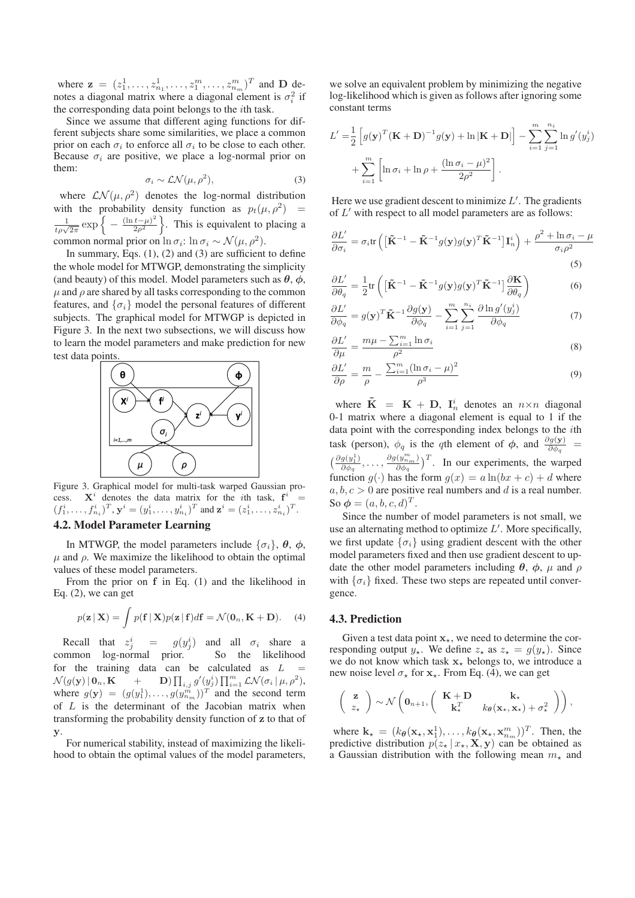where $\mathbf{z} = (z_1^1, \ldots, z_{n_1}^1, \ldots, z_1^m, \ldots, z_{n_m}^m)^T$ and $\mathbf{D}$ denotes a diagonal matrix where a diagonal element is $\sigma_i^2$ if the corresponding data point belongs to the $i$th task.

Since we assume that different aging functions for different subjects share some similarities, we place a common prior on each $\sigma_i$ to enforce all $\sigma_i$ to be close to each other. Because $\sigma_i$ are positive, we place a log-normal prior on them:

$$\sigma_i \sim \mathcal{LN}(\mu, \rho^2), \tag{3}$$

where $\mathcal{LN}(\mu, \rho^2)$ denotes the log-normal distribution with the probability density function as $p_t(\mu, \rho^2) = \frac{1}{t\rho\sqrt{2\pi}} \exp\left\{ -\frac{(\ln t - \mu)^2}{2\rho^2} \right\}$. This is equivalent to placing a common normal prior on $\ln \sigma_i$: $\ln \sigma_i \sim \mathcal{N}(\mu, \rho^2)$.

In summary, Eqs. (1), (2) and (3) are sufficient to define the whole model for MTWGP, demonstrating the simplicity (and beauty) of this model. Model parameters such as $\boldsymbol{\theta}$, $\boldsymbol{\phi}$, $\mu$ and $\rho$ are shared by all tasks corresponding to the common features, and $\{\sigma_i\}$ model the personal features of different subjects. The graphical model for MTWGP is depicted in Figure 3. In the next two subsections, we will discuss how to learn the model parameters and make prediction for new test data points.

Figure 3. Graphical model for multi-task warped Gaussian process. $\mathbf{X}^i$ denotes the data matrix for the $i$th task, $\mathbf{f}^i = (f_1^i, \ldots, f_{n_i}^i)^T$, $\mathbf{y}^i = (y_1^i, \ldots, y_{n_i}^i)^T$ and $\mathbf{z}^i = (z_1^i, \ldots, z_{n_i}^i)^T$.

### 4.2. Model Parameter Learning

In MTWGP, the model parameters include $\{\sigma_i\}$, $\boldsymbol{\theta}$, $\boldsymbol{\phi}$, $\mu$ and $\rho$. We maximize the likelihood to obtain the optimal values of these model parameters.

From the prior on $\mathbf{f}$ in Eq. (1) and the likelihood in Eq. (2), we can get

$$p(\mathbf{z} \,|\, \mathbf{X}) = \int p(\mathbf{f} \,|\, \mathbf{X}) p(\mathbf{z} \,|\, \mathbf{f}) d\mathbf{f} = \mathcal{N}(\mathbf{0}_n, \mathbf{K} + \mathbf{D}). \tag{4}$$

Recall that $z_j^i = g(y_j^i)$ and all $\sigma_i$ share a common log-normal prior. So the likelihood for the training data can be calculated as $L = \mathcal{N}(g(\mathbf{y}) \,|\, \mathbf{0}_n, \mathbf{K} + \mathbf{D}) \prod_{i,j} g'(y_j^i) \prod_{i=1}^m \mathcal{LN}(\sigma_i \,|\, \mu, \rho^2)$, where $g(\mathbf{y}) = (g(y_1^1), \ldots, g(y_{n_m}^m))^T$ and the second term of $L$ is the determinant of the Jacobian matrix when transforming the probability density function of $\mathbf{z}$ to that of $\mathbf{y}$.

For numerical stability, instead of maximizing the likelihood to obtain the optimal values of the model parameters, we solve an equivalent problem by minimizing the negative log-likelihood which is given as follows after ignoring some constant terms

$$L' = \frac{1}{2}\left[ g(\mathbf{y})^T (\mathbf{K} + \mathbf{D})^{-1} g(\mathbf{y}) + \ln |\mathbf{K} + \mathbf{D}| \right] - \sum_{i=1}^m \sum_{j=1}^{n_i} \ln g'(y_j^i) + \sum_{i=1}^m \left[ \ln \sigma_i + \ln \rho + \frac{(\ln \sigma_i - \mu)^2}{2\rho^2} \right].$$

Here we use gradient descent to minimize $L'$. The gradients of $L'$ with respect to all model parameters are as follows:

$$\frac{\partial L'}{\partial \sigma_i} = \sigma_i \mathrm{tr}\left( \left[ \tilde{\mathbf{K}}^{-1} - \tilde{\mathbf{K}}^{-1} g(\mathbf{y}) g(\mathbf{y})^T \tilde{\mathbf{K}}^{-1} \right] \mathbf{I}_n^i \right) + \frac{\rho^2 + \ln \sigma_i - \mu}{\sigma_i \rho^2} \tag{5}$$

$$\frac{\partial L'}{\partial \theta_q} = \frac{1}{2} \mathrm{tr}\left( \left[ \tilde{\mathbf{K}}^{-1} - \tilde{\mathbf{K}}^{-1} g(\mathbf{y}) g(\mathbf{y})^T \tilde{\mathbf{K}}^{-1} \right] \frac{\partial \mathbf{K}}{\partial \theta_q} \right) \tag{6}$$

$$\frac{\partial L'}{\partial \phi_q} = g(\mathbf{y})^T \tilde{\mathbf{K}}^{-1} \frac{\partial g(\mathbf{y})}{\partial \phi_q} - \sum_{i=1}^m \sum_{j=1}^{n_i} \frac{\partial \ln g'(y_j^i)}{\partial \phi_q} \tag{7}$$

$$\frac{\partial L'}{\partial \mu} = \frac{m\mu - \sum_{i=1}^m \ln \sigma_i}{\rho^2} \tag{8}$$

$$\frac{\partial L'}{\partial \rho} = \frac{m}{\rho} - \frac{\sum_{i=1}^m (\ln \sigma_i - \mu)^2}{\rho^3} \tag{9}$$

where $\tilde{\mathbf{K}} = \mathbf{K} + \mathbf{D}$, $\mathbf{I}_n^i$ denotes an $n \times n$ diagonal 0-1 matrix where a diagonal element is equal to 1 if the data point with the corresponding index belongs to the $i$th task (person), $\phi_q$ is the $q$th element of $\boldsymbol{\phi}$, and $\frac{\partial g(\mathbf{y})}{\partial \phi_q} = \left( \frac{\partial g(y_1^1)}{\partial \phi_q}, \ldots, \frac{\partial g(y_{n_m}^m)}{\partial \phi_q} \right)^T$. In our experiments, the warped function $g(\cdot)$ has the form $g(x) = a \ln(bx + c) + d$ where $a, b, c > 0$ are positive real numbers and $d$ is a real number. So $\boldsymbol{\phi} = (a, b, c, d)^T$.

Since the number of model parameters is not small, we use an alternating method to optimize $L'$. More specifically, we first update $\{\sigma_i\}$ using gradient descent with the other model parameters fixed and then use gradient descent to update the other model parameters including $\boldsymbol{\theta}$, $\boldsymbol{\phi}$, $\mu$ and $\rho$ with $\{\sigma_i\}$ fixed. These two steps are repeated until convergence.

### 4.3. Prediction

Given a test data point $\mathbf{x}_\star$, we need to determine the corresponding output $y_\star$. We define $z_\star$ as $z_\star = g(y_\star)$. Since we do not know which task $\mathbf{x}_\star$ belongs to, we introduce a new noise level $\sigma_\star$ for $\mathbf{x}_\star$. From Eq. (4), we can get

$$\begin{pmatrix} \mathbf{z} \\ z_\star \end{pmatrix} \sim \mathcal{N}\left( \mathbf{0}_{n+1}, \begin{pmatrix} \mathbf{K} + \mathbf{D} & \mathbf{k}_\star \\ \mathbf{k}_\star^T & k_{\boldsymbol{\theta}}(\mathbf{x}_\star, \mathbf{x}_\star) + \sigma_\star^2 \end{pmatrix} \right),$$

where $\mathbf{k}_\star = (k_{\boldsymbol{\theta}}(\mathbf{x}_\star, \mathbf{x}_1^1), \ldots, k_{\boldsymbol{\theta}}(\mathbf{x}_\star, \mathbf{x}_{n_m}^m))^T$. Then, the predictive distribution $p(z_\star \,|\, x_\star, \mathbf{X}, \mathbf{y})$ can be obtained as a Gaussian distribution with the following mean $m_\star$ and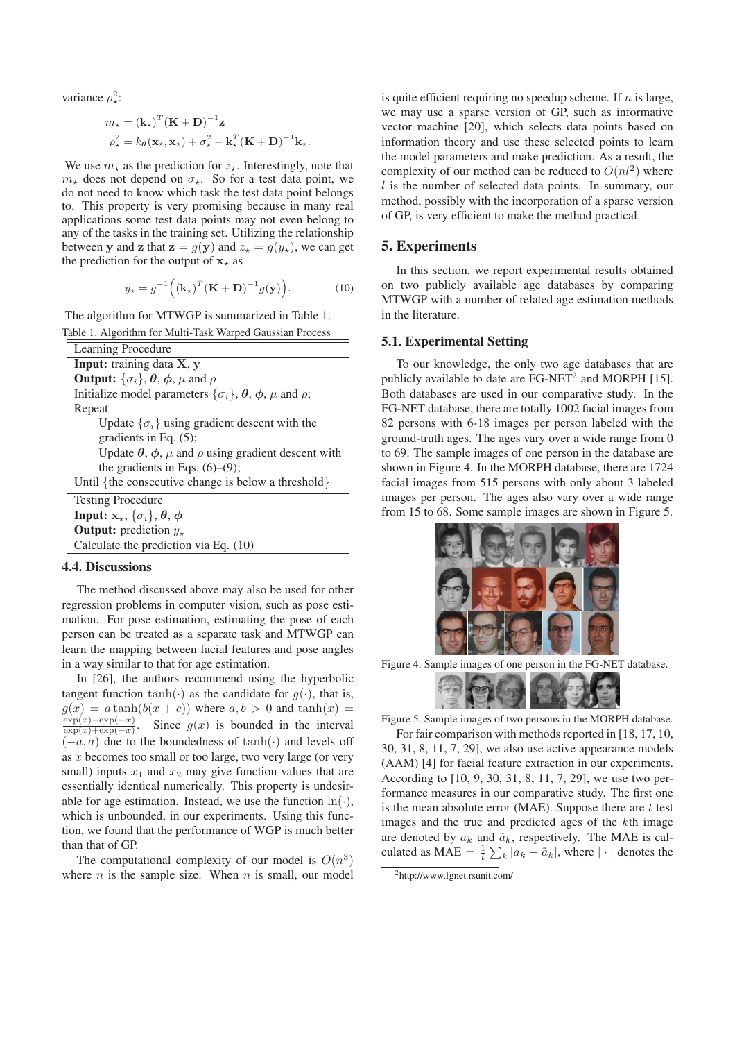variance $\rho_\star^2$:

$$m_\star = (\mathbf{k}_\star)^T(\mathbf{K}+\mathbf{D})^{-1}\mathbf{z}$$
$$\rho_\star^2 = k_{\boldsymbol{\theta}}(\mathbf{x}_\star, \mathbf{x}_\star) + \sigma_\star^2 - \mathbf{k}_\star^T(\mathbf{K}+\mathbf{D})^{-1}\mathbf{k}_\star.$$

We use $m_\star$ as the prediction for $z_\star$. Interestingly, note that $m_\star$ does not depend on $\sigma_\star$. So for a test data point, we do not need to know which task the test data point belongs to. This property is very promising because in many real applications some test data points may not even belong to any of the tasks in the training set. Utilizing the relationship between $\mathbf{y}$ and $\mathbf{z}$ that $\mathbf{z} = g(\mathbf{y})$ and $z_\star = g(y_\star)$, we can get the prediction for the output of $\mathbf{x}_\star$ as

$$y_\star = g^{-1}\Big((\mathbf{k}_\star)^T(\mathbf{K}+\mathbf{D})^{-1}g(\mathbf{y})\Big). \tag{10}$$

The algorithm for MTWGP is summarized in Table 1.

Table 1. Algorithm for Multi-Task Warped Gaussian Process

| Learning Procedure |
|---|
| **Input:** training data $\mathbf{X}$, $\mathbf{y}$ |
| **Output:** $\{\sigma_i\}$, $\boldsymbol{\theta}$, $\boldsymbol{\phi}$, $\mu$ and $\rho$ |
| Initialize model parameters $\{\sigma_i\}$, $\boldsymbol{\theta}$, $\boldsymbol{\phi}$, $\mu$ and $\rho$; |
| Repeat |
| Update $\{\sigma_i\}$ using gradient descent with the gradients in Eq. (5); |
| Update $\boldsymbol{\theta}$, $\boldsymbol{\phi}$, $\mu$ and $\rho$ using gradient descent with the gradients in Eqs. (6)–(9); |
| Until {the consecutive change is below a threshold} |
| **Testing Procedure** |
| **Input:** $\mathbf{x}_\star$, $\{\sigma_i\}$, $\boldsymbol{\theta}$, $\boldsymbol{\phi}$ |
| **Output:** prediction $y_\star$ |
| Calculate the prediction via Eq. (10) |

### 4.4. Discussions

The method discussed above may also be used for other regression problems in computer vision, such as pose estimation. For pose estimation, estimating the pose of each person can be treated as a separate task and MTWGP can learn the mapping between facial features and pose angles in a way similar to that for age estimation.

In [26], the authors recommend using the hyperbolic tangent function $\tanh(\cdot)$ as the candidate for $g(\cdot)$, that is, $g(x) = a\tanh(b(x+c))$ where $a, b > 0$ and $\tanh(x) = \frac{\exp(x)-\exp(-x)}{\exp(x)+\exp(-x)}$. Since $g(x)$ is bounded in the interval $(-a, a)$ due to the boundedness of $\tanh(\cdot)$ and levels off as $x$ becomes too small or too large, two very large (or very small) inputs $x_1$ and $x_2$ may give function values that are essentially identical numerically. This property is undesirable for age estimation. Instead, we use the function $\ln(\cdot)$, which is unbounded, in our experiments. Using this function, we found that the performance of WGP is much better than that of GP.

The computational complexity of our model is $O(n^3)$ where $n$ is the sample size. When $n$ is small, our model is quite efficient requiring no speedup scheme. If $n$ is large, we may use a sparse version of GP, such as informative vector machine [20], which selects data points based on information theory and use these selected points to learn the model parameters and make prediction. As a result, the complexity of our method can be reduced to $O(nl^2)$ where $l$ is the number of selected data points. In summary, our method, possibly with the incorporation of a sparse version of GP, is very efficient to make the method practical.

## 5. Experiments

In this section, we report experimental results obtained on two publicly available age databases by comparing MTWGP with a number of related age estimation methods in the literature.

### 5.1. Experimental Setting

To our knowledge, the only two age databases that are publicly available to date are FG-NET[2] and MORPH [15]. Both databases are used in our comparative study. In the FG-NET database, there are totally 1002 facial images from 82 persons with 6-18 images per person labeled with the ground-truth ages. The ages vary over a wide range from 0 to 69. The sample images of one person in the database are shown in Figure 4. In the MORPH database, there are 1724 facial images from 515 persons with only about 3 labeled images per person. The ages also vary over a wide range from 15 to 68. Some sample images are shown in Figure 5.

Figure 4. Sample images of one person in the FG-NET database.

Figure 5. Sample images of two persons in the MORPH database.

For fair comparison with methods reported in [18, 17, 10, 30, 31, 8, 11, 7, 29], we also use active appearance models (AAM) [4] for facial feature extraction in our experiments. According to [10, 9, 30, 31, 8, 11, 7, 29], we use two performance measures in our comparative study. The first one is the mean absolute error (MAE). Suppose there are $t$ test images and the true and predicted ages of the $k$th image are denoted by $a_k$ and $\tilde{a}_k$, respectively. The MAE is calculated as $\text{MAE} = \frac{1}{t}\sum_k |a_k - \tilde{a}_k|$, where $|\cdot|$ denotes the

[2] http://www.fgnet.rsunit.com/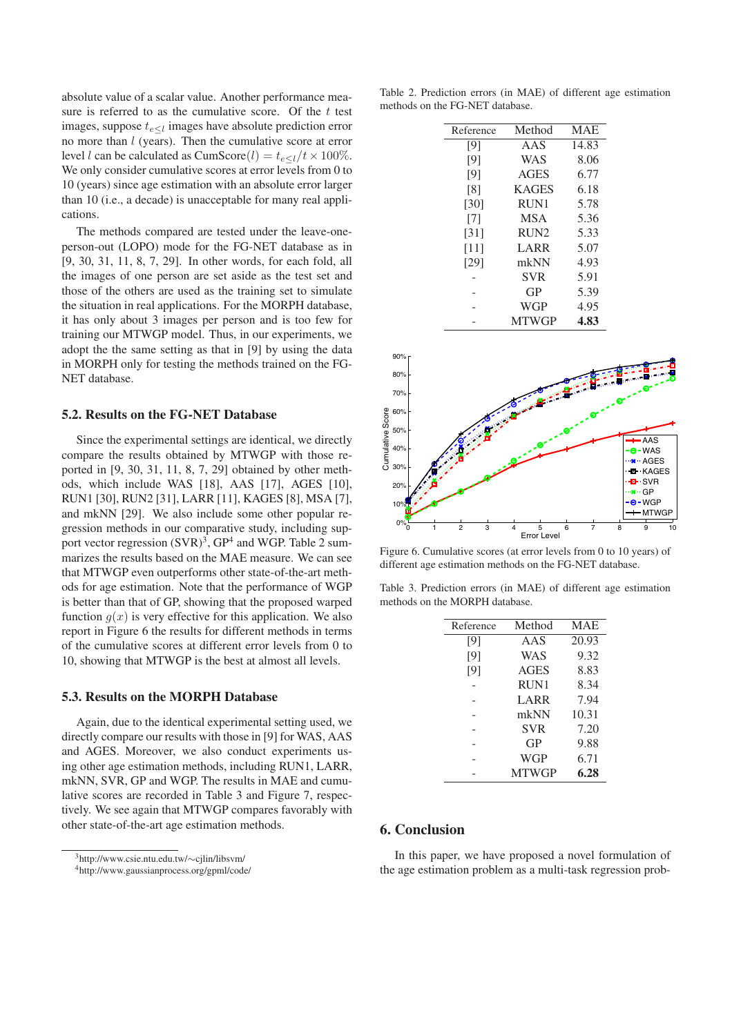absolute value of a scalar value. Another performance measure is referred to as the cumulative score. Of the $t$ test images, suppose $t_{e\leq l}$ images have absolute prediction error no more than $l$ (years). Then the cumulative score at error level $l$ can be calculated as $\text{CumScore}(l) = t_{e\leq l}/t \times 100\%$. We only consider cumulative scores at error levels from 0 to 10 (years) since age estimation with an absolute error larger than 10 (i.e., a decade) is unacceptable for many real applications.

The methods compared are tested under the leave-one-person-out (LOPO) mode for the FG-NET database as in [9, 30, 31, 11, 8, 7, 29]. In other words, for each fold, all the images of one person are set aside as the test set and those of the others are used as the training set to simulate the situation in real applications. For the MORPH database, it has only about 3 images per person and is too few for training our MTWGP model. Thus, in our experiments, we adopt the the same setting as that in [9] by using the data in MORPH only for testing the methods trained on the FG-NET database.

## 5.2. Results on the FG-NET Database

Since the experimental settings are identical, we directly compare the results obtained by MTWGP with those reported in [9, 30, 31, 11, 8, 7, 29] obtained by other methods, which include WAS [18], AAS [17], AGES [10], RUN1 [30], RUN2 [31], LARR [11], KAGES [8], MSA [7], and mkNN [29]. We also include some other popular regression methods in our comparative study, including support vector regression (SVR)[3], GP[4] and WGP. Table 2 summarizes the results based on the MAE measure. We can see that MTWGP even outperforms other state-of-the-art methods for age estimation. Note that the performance of WGP is better than that of GP, showing that the proposed warped function $g(x)$ is very effective for this application. We also report in Figure 6 the results for different methods in terms of the cumulative scores at different error levels from 0 to 10, showing that MTWGP is the best at almost all levels.

## 5.3. Results on the MORPH Database

Again, due to the identical experimental setting used, we directly compare our results with those in [9] for WAS, AAS and AGES. Moreover, we also conduct experiments using other age estimation methods, including RUN1, LARR, mkNN, SVR, GP and WGP. The results in MAE and cumulative scores are recorded in Table 3 and Figure 7, respectively. We see again that MTWGP compares favorably with other state-of-the-art age estimation methods.

[3]http://www.csie.ntu.edu.tw/~cjlin/libsvm/

[4]http://www.gaussianprocess.org/gpml/code/

Table 2. Prediction errors (in MAE) of different age estimation methods on the FG-NET database.

| Reference | Method | MAE |
|---|---|---|
| [9] | AAS | 14.83 |
| [9] | WAS | 8.06 |
| [9] | AGES | 6.77 |
| [8] | KAGES | 6.18 |
| [30] | RUN1 | 5.78 |
| [7] | MSA | 5.36 |
| [31] | RUN2 | 5.33 |
| [11] | LARR | 5.07 |
| [29] | mkNN | 4.93 |
| - | SVR | 5.91 |
| - | GP | 5.39 |
| - | WGP | 4.95 |
| - | MTWGP | **4.83** |

Figure 6. Cumulative scores (at error levels from 0 to 10 years) of different age estimation methods on the FG-NET database.

Table 3. Prediction errors (in MAE) of different age estimation methods on the MORPH database.

| Reference | Method | MAE |
|---|---|---|
| [9] | AAS | 20.93 |
| [9] | WAS | 9.32 |
| [9] | AGES | 8.83 |
| - | RUN1 | 8.34 |
| - | LARR | 7.94 |
| - | mkNN | 10.31 |
| - | SVR | 7.20 |
| - | GP | 9.88 |
| - | WGP | 6.71 |
| - | MTWGP | **6.28** |

## 6. Conclusion

In this paper, we have proposed a novel formulation of the age estimation problem as a multi-task regression prob-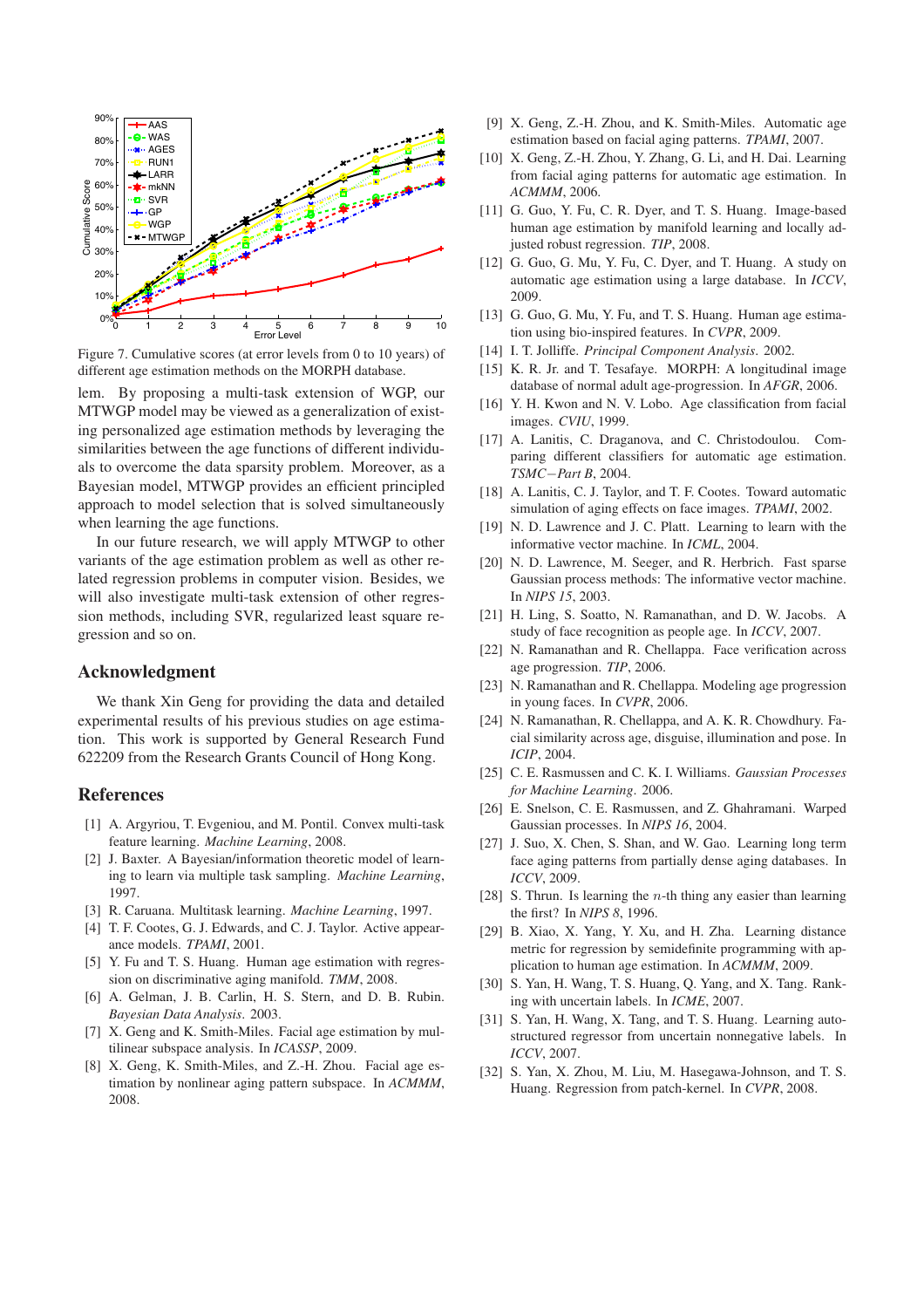90%
80%
70%
60%
50%
40%
30%
20%
10%
0%

Cumulative Score

0 1 2 3 4 5 6 7 8 9 10

Error Level

AAS
WAS
AGES
RUN1
LARR
mkNN
SVR
GP
WGP
MTWGP

Figure 7. Cumulative scores (at error levels from 0 to 10 years) of different age estimation methods on the MORPH database.

lem. By proposing a multi-task extension of WGP, our MTWGP model may be viewed as a generalization of existing personalized age estimation methods by leveraging the similarities between the age functions of different individuals to overcome the data sparsity problem. Moreover, as a Bayesian model, MTWGP provides an efficient principled approach to model selection that is solved simultaneously when learning the age functions.

In our future research, we will apply MTWGP to other variants of the age estimation problem as well as other related regression problems in computer vision. Besides, we will also investigate multi-task extension of other regression methods, including SVR, regularized least square regression and so on.

## Acknowledgment

We thank Xin Geng for providing the data and detailed experimental results of his previous studies on age estimation. This work is supported by General Research Fund 622209 from the Research Grants Council of Hong Kong.

## References

[1] A. Argyriou, T. Evgeniou, and M. Pontil. Convex multi-task feature learning. *Machine Learning*, 2008.

[2] J. Baxter. A Bayesian/information theoretic model of learning to learn via multiple task sampling. *Machine Learning*, 1997.

[3] R. Caruana. Multitask learning. *Machine Learning*, 1997.

[4] T. F. Cootes, G. J. Edwards, and C. J. Taylor. Active appearance models. *TPAMI*, 2001.

[5] Y. Fu and T. S. Huang. Human age estimation with regression on discriminative aging manifold. *TMM*, 2008.

[6] A. Gelman, J. B. Carlin, H. S. Stern, and D. B. Rubin. *Bayesian Data Analysis*. 2003.

[7] X. Geng and K. Smith-Miles. Facial age estimation by multilinear subspace analysis. In *ICASSP*, 2009.

[8] X. Geng, K. Smith-Miles, and Z.-H. Zhou. Facial age estimation by nonlinear aging pattern subspace. In *ACMMM*, 2008.

[9] X. Geng, Z.-H. Zhou, and K. Smith-Miles. Automatic age estimation based on facial aging patterns. *TPAMI*, 2007.

[10] X. Geng, Z.-H. Zhou, Y. Zhang, G. Li, and H. Dai. Learning from facial aging patterns for automatic age estimation. In *ACMMM*, 2006.

[11] G. Guo, Y. Fu, C. R. Dyer, and T. S. Huang. Image-based human age estimation by manifold learning and locally adjusted robust regression. *TIP*, 2008.

[12] G. Guo, G. Mu, Y. Fu, C. Dyer, and T. Huang. A study on automatic age estimation using a large database. In *ICCV*, 2009.

[13] G. Guo, G. Mu, Y. Fu, and T. S. Huang. Human age estimation using bio-inspired features. In *CVPR*, 2009.

[14] I. T. Jolliffe. *Principal Component Analysis*. 2002.

[15] K. R. Jr. and T. Tesafaye. MORPH: A longitudinal image database of normal adult age-progression. In *AFGR*, 2006.

[16] Y. H. Kwon and N. V. Lobo. Age classification from facial images. *CVIU*, 1999.

[17] A. Lanitis, C. Draganova, and C. Christodoulou. Comparing different classifiers for automatic age estimation. *TSMC−Part B*, 2004.

[18] A. Lanitis, C. J. Taylor, and T. F. Cootes. Toward automatic simulation of aging effects on face images. *TPAMI*, 2002.

[19] N. D. Lawrence and J. C. Platt. Learning to learn with the informative vector machine. In *ICML*, 2004.

[20] N. D. Lawrence, M. Seeger, and R. Herbrich. Fast sparse Gaussian process methods: The informative vector machine. In *NIPS 15*, 2003.

[21] H. Ling, S. Soatto, N. Ramanathan, and D. W. Jacobs. A study of face recognition as people age. In *ICCV*, 2007.

[22] N. Ramanathan and R. Chellappa. Face verification across age progression. *TIP*, 2006.

[23] N. Ramanathan and R. Chellappa. Modeling age progression in young faces. In *CVPR*, 2006.

[24] N. Ramanathan, R. Chellappa, and A. K. R. Chowdhury. Facial similarity across age, disguise, illumination and pose. In *ICIP*, 2004.

[25] C. E. Rasmussen and C. K. I. Williams. *Gaussian Processes for Machine Learning*. 2006.

[26] E. Snelson, C. E. Rasmussen, and Z. Ghahramani. Warped Gaussian processes. In *NIPS 16*, 2004.

[27] J. Suo, X. Chen, S. Shan, and W. Gao. Learning long term face aging patterns from partially dense aging databases. In *ICCV*, 2009.

[28] S. Thrun. Is learning the $n$-th thing any easier than learning the first? In *NIPS 8*, 1996.

[29] B. Xiao, X. Yang, Y. Xu, and H. Zha. Learning distance metric for regression by semidefinite programming with application to human age estimation. In *ACMMM*, 2009.

[30] S. Yan, H. Wang, T. S. Huang, Q. Yang, and X. Tang. Ranking with uncertain labels. In *ICME*, 2007.

[31] S. Yan, H. Wang, X. Tang, and T. S. Huang. Learning auto-structured regressor from uncertain nonnegative labels. In *ICCV*, 2007.

[32] S. Yan, X. Zhou, M. Liu, M. Hasegawa-Johnson, and T. S. Huang. Regression from patch-kernel. In *CVPR*, 2008.